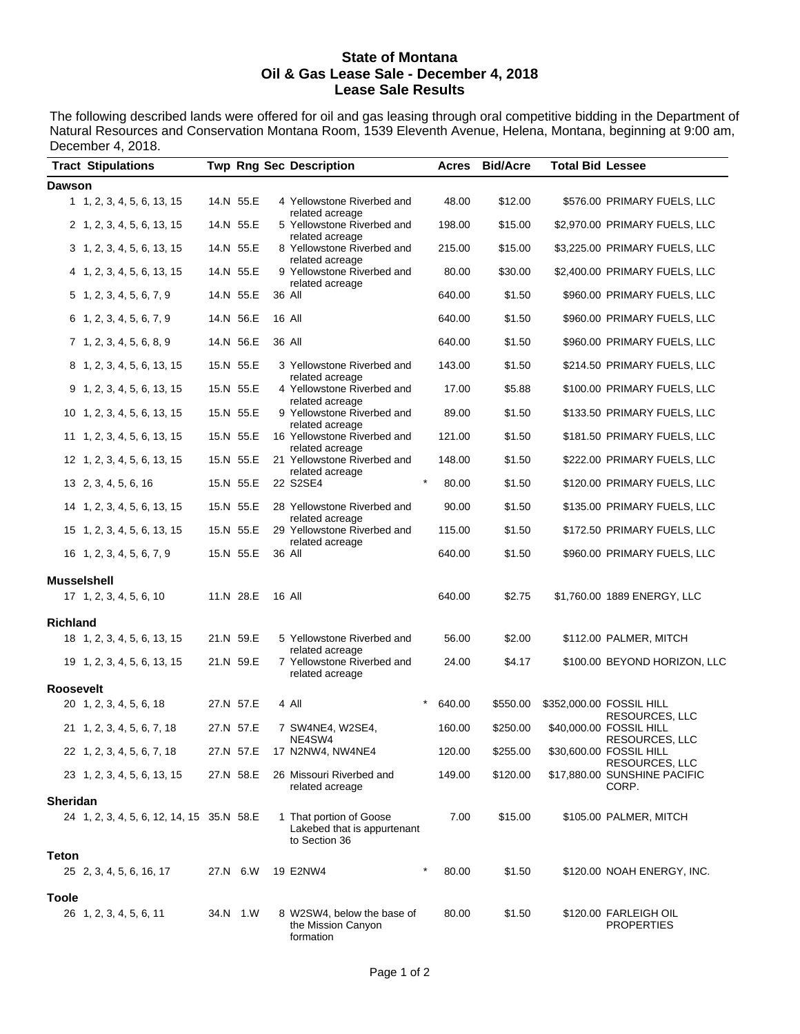**State of Montana**
**Oil & Gas Lease Sale - December 4, 2018**
**Lease Sale Results**

The following described lands were offered for oil and gas leasing through oral competitive bidding in the Department of Natural Resources and Conservation Montana Room, 1539 Eleventh Avenue, Helena, Montana, beginning at 9:00 am, December 4, 2018.

| Tract | Stipulations | Twp | Rng | Sec | Description | | Acres | Bid/Acre | Total Bid | Lessee |
|---|---|---|---|---|---|---|---|---|---|---|
| **Dawson** | | | | | | | | | | |
| 1 | 1, 2, 3, 4, 5, 6, 13, 15 | 14.N | 55.E | 4 | Yellowstone Riverbed and related acreage | | 48.00 | $12.00 | $576.00 | PRIMARY FUELS, LLC |
| 2 | 1, 2, 3, 4, 5, 6, 13, 15 | 14.N | 55.E | 5 | Yellowstone Riverbed and related acreage | | 198.00 | $15.00 | $2,970.00 | PRIMARY FUELS, LLC |
| 3 | 1, 2, 3, 4, 5, 6, 13, 15 | 14.N | 55.E | 8 | Yellowstone Riverbed and related acreage | | 215.00 | $15.00 | $3,225.00 | PRIMARY FUELS, LLC |
| 4 | 1, 2, 3, 4, 5, 6, 13, 15 | 14.N | 55.E | 9 | Yellowstone Riverbed and related acreage | | 80.00 | $30.00 | $2,400.00 | PRIMARY FUELS, LLC |
| 5 | 1, 2, 3, 4, 5, 6, 7, 9 | 14.N | 55.E | 36 | All | | 640.00 | $1.50 | $960.00 | PRIMARY FUELS, LLC |
| 6 | 1, 2, 3, 4, 5, 6, 7, 9 | 14.N | 56.E | 16 | All | | 640.00 | $1.50 | $960.00 | PRIMARY FUELS, LLC |
| 7 | 1, 2, 3, 4, 5, 6, 8, 9 | 14.N | 56.E | 36 | All | | 640.00 | $1.50 | $960.00 | PRIMARY FUELS, LLC |
| 8 | 1, 2, 3, 4, 5, 6, 13, 15 | 15.N | 55.E | 3 | Yellowstone Riverbed and related acreage | | 143.00 | $1.50 | $214.50 | PRIMARY FUELS, LLC |
| 9 | 1, 2, 3, 4, 5, 6, 13, 15 | 15.N | 55.E | 4 | Yellowstone Riverbed and related acreage | | 17.00 | $5.88 | $100.00 | PRIMARY FUELS, LLC |
| 10 | 1, 2, 3, 4, 5, 6, 13, 15 | 15.N | 55.E | 9 | Yellowstone Riverbed and related acreage | | 89.00 | $1.50 | $133.50 | PRIMARY FUELS, LLC |
| 11 | 1, 2, 3, 4, 5, 6, 13, 15 | 15.N | 55.E | 16 | Yellowstone Riverbed and related acreage | | 121.00 | $1.50 | $181.50 | PRIMARY FUELS, LLC |
| 12 | 1, 2, 3, 4, 5, 6, 13, 15 | 15.N | 55.E | 21 | Yellowstone Riverbed and related acreage | | 148.00 | $1.50 | $222.00 | PRIMARY FUELS, LLC |
| 13 | 2, 3, 4, 5, 6, 16 | 15.N | 55.E | 22 | S2SE4 | * | 80.00 | $1.50 | $120.00 | PRIMARY FUELS, LLC |
| 14 | 1, 2, 3, 4, 5, 6, 13, 15 | 15.N | 55.E | 28 | Yellowstone Riverbed and related acreage | | 90.00 | $1.50 | $135.00 | PRIMARY FUELS, LLC |
| 15 | 1, 2, 3, 4, 5, 6, 13, 15 | 15.N | 55.E | 29 | Yellowstone Riverbed and related acreage | | 115.00 | $1.50 | $172.50 | PRIMARY FUELS, LLC |
| 16 | 1, 2, 3, 4, 5, 6, 7, 9 | 15.N | 55.E | 36 | All | | 640.00 | $1.50 | $960.00 | PRIMARY FUELS, LLC |
| **Musselshell** | | | | | | | | | | |
| 17 | 1, 2, 3, 4, 5, 6, 10 | 11.N | 28.E | 16 | All | | 640.00 | $2.75 | $1,760.00 | 1889 ENERGY, LLC |
| **Richland** | | | | | | | | | | |
| 18 | 1, 2, 3, 4, 5, 6, 13, 15 | 21.N | 59.E | 5 | Yellowstone Riverbed and related acreage | | 56.00 | $2.00 | $112.00 | PALMER, MITCH |
| 19 | 1, 2, 3, 4, 5, 6, 13, 15 | 21.N | 59.E | 7 | Yellowstone Riverbed and related acreage | | 24.00 | $4.17 | $100.00 | BEYOND HORIZON, LLC |
| **Roosevelt** | | | | | | | | | | |
| 20 | 1, 2, 3, 4, 5, 6, 18 | 27.N | 57.E | 4 | All | * | 640.00 | $550.00 | $352,000.00 | FOSSIL HILL RESOURCES, LLC |
| 21 | 1, 2, 3, 4, 5, 6, 7, 18 | 27.N | 57.E | 7 | SW4NE4, W2SE4, NE4SW4 | | 160.00 | $250.00 | $40,000.00 | FOSSIL HILL RESOURCES, LLC |
| 22 | 1, 2, 3, 4, 5, 6, 7, 18 | 27.N | 57.E | 17 | N2NW4, NW4NE4 | | 120.00 | $255.00 | $30,600.00 | FOSSIL HILL RESOURCES, LLC |
| 23 | 1, 2, 3, 4, 5, 6, 13, 15 | 27.N | 58.E | 26 | Missouri Riverbed and related acreage | | 149.00 | $120.00 | $17,880.00 | SUNSHINE PACIFIC CORP. |
| **Sheridan** | | | | | | | | | | |
| 24 | 1, 2, 3, 4, 5, 6, 12, 14, 15 | 35.N | 58.E | 1 | That portion of Goose Lakebed that is appurtenant to Section 36 | | 7.00 | $15.00 | $105.00 | PALMER, MITCH |
| **Teton** | | | | | | | | | | |
| 25 | 2, 3, 4, 5, 6, 16, 17 | 27.N | 6.W | 19 | E2NW4 | * | 80.00 | $1.50 | $120.00 | NOAH ENERGY, INC. |
| **Toole** | | | | | | | | | | |
| 26 | 1, 2, 3, 4, 5, 6, 11 | 34.N | 1.W | 8 | W2SW4, below the base of the Mission Canyon formation | | 80.00 | $1.50 | $120.00 | FARLEIGH OIL PROPERTIES |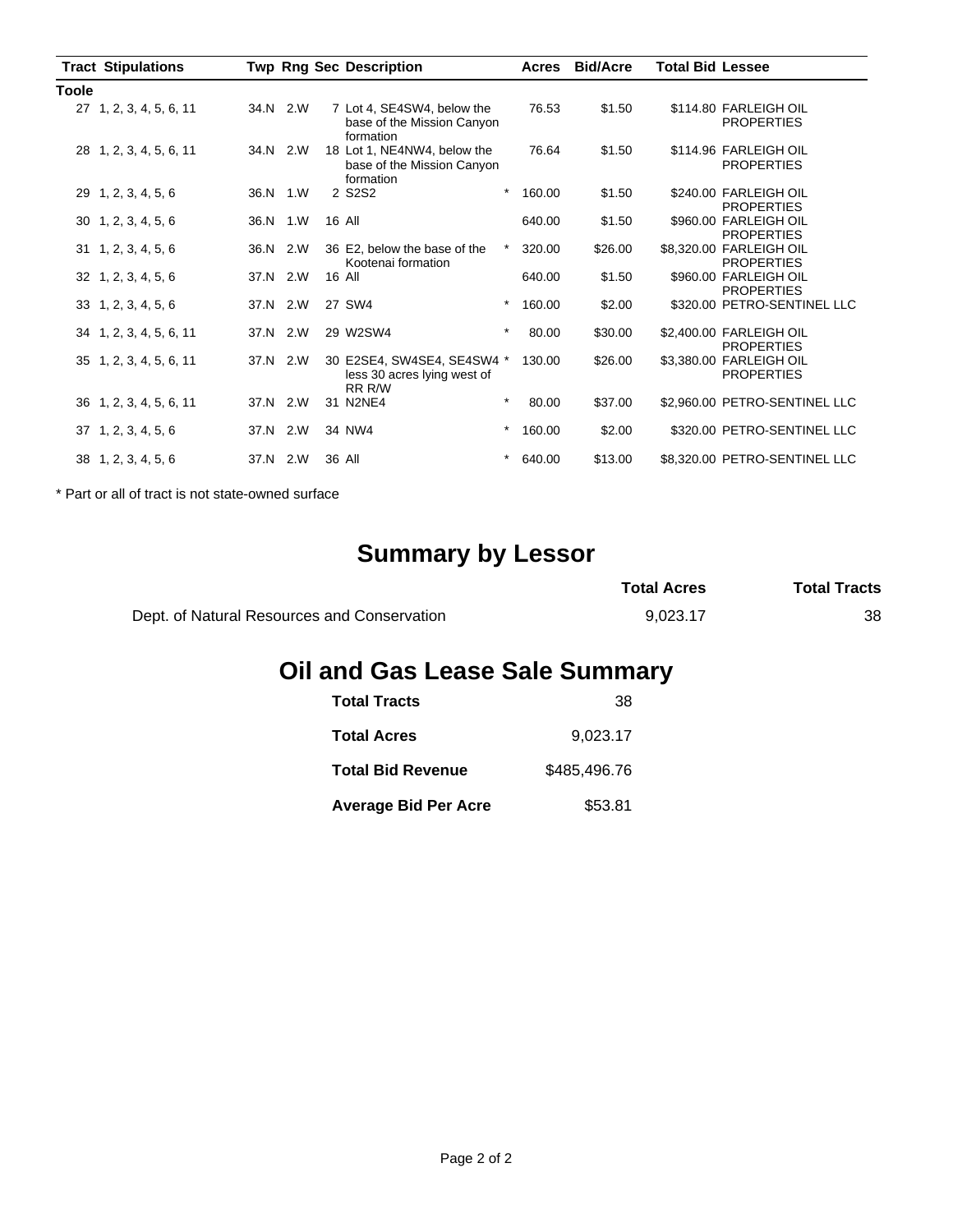| Tract | Stipulations | Twp | Rng | Sec | Description | | Acres | Bid/Acre | Total Bid | Lessee |
|---|---|---|---|---|---|---|---|---|---|---|
| **Toole** | | | | | | | | | | |
| 27 | 1, 2, 3, 4, 5, 6, 11 | 34.N | 2.W | 7 | Lot 4, SE4SW4, below the base of the Mission Canyon formation | | 76.53 | $1.50 | $114.80 | FARLEIGH OIL PROPERTIES |
| 28 | 1, 2, 3, 4, 5, 6, 11 | 34.N | 2.W | 18 | Lot 1, NE4NW4, below the base of the Mission Canyon formation | | 76.64 | $1.50 | $114.96 | FARLEIGH OIL PROPERTIES |
| 29 | 1, 2, 3, 4, 5, 6 | 36.N | 1.W | 2 | S2S2 | * | 160.00 | $1.50 | $240.00 | FARLEIGH OIL PROPERTIES |
| 30 | 1, 2, 3, 4, 5, 6 | 36.N | 1.W | 16 | All | | 640.00 | $1.50 | $960.00 | FARLEIGH OIL PROPERTIES |
| 31 | 1, 2, 3, 4, 5, 6 | 36.N | 2.W | 36 | E2, below the base of the Kootenai formation | * | 320.00 | $26.00 | $8,320.00 | FARLEIGH OIL PROPERTIES |
| 32 | 1, 2, 3, 4, 5, 6 | 37.N | 2.W | 16 | All | | 640.00 | $1.50 | $960.00 | FARLEIGH OIL PROPERTIES |
| 33 | 1, 2, 3, 4, 5, 6 | 37.N | 2.W | 27 | SW4 | * | 160.00 | $2.00 | $320.00 | PETRO-SENTINEL LLC |
| 34 | 1, 2, 3, 4, 5, 6, 11 | 37.N | 2.W | 29 | W2SW4 | * | 80.00 | $30.00 | $2,400.00 | FARLEIGH OIL PROPERTIES |
| 35 | 1, 2, 3, 4, 5, 6, 11 | 37.N | 2.W | 30 | E2SE4, SW4SE4, SE4SW4 less 30 acres lying west of RR R/W | * | 130.00 | $26.00 | $3,380.00 | FARLEIGH OIL PROPERTIES |
| 36 | 1, 2, 3, 4, 5, 6, 11 | 37.N | 2.W | 31 | N2NE4 | * | 80.00 | $37.00 | $2,960.00 | PETRO-SENTINEL LLC |
| 37 | 1, 2, 3, 4, 5, 6 | 37.N | 2.W | 34 | NW4 | * | 160.00 | $2.00 | $320.00 | PETRO-SENTINEL LLC |
| 38 | 1, 2, 3, 4, 5, 6 | 37.N | 2.W | 36 | All | * | 640.00 | $13.00 | $8,320.00 | PETRO-SENTINEL LLC |

* Part or all of tract is not state-owned surface

# Summary by Lessor

| | Total Acres | Total Tracts |
|---|---|---|
| Dept. of Natural Resources and Conservation | 9,023.17 | 38 |

# Oil and Gas Lease Sale Summary

| | |
|---|---|
| **Total Tracts** | 38 |
| **Total Acres** | 9,023.17 |
| **Total Bid Revenue** | $485,496.76 |
| **Average Bid Per Acre** | $53.81 |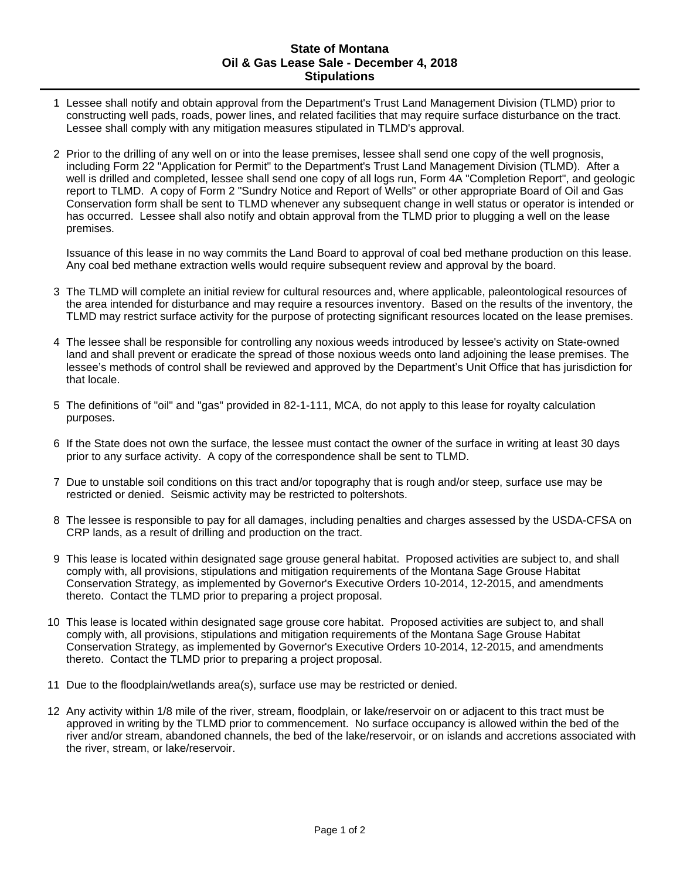# State of Montana
## Oil & Gas Lease Sale - December 4, 2018
## Stipulations

1 Lessee shall notify and obtain approval from the Department's Trust Land Management Division (TLMD) prior to constructing well pads, roads, power lines, and related facilities that may require surface disturbance on the tract. Lessee shall comply with any mitigation measures stipulated in TLMD's approval.

2 Prior to the drilling of any well on or into the lease premises, lessee shall send one copy of the well prognosis, including Form 22 "Application for Permit" to the Department's Trust Land Management Division (TLMD). After a well is drilled and completed, lessee shall send one copy of all logs run, Form 4A "Completion Report", and geologic report to TLMD. A copy of Form 2 "Sundry Notice and Report of Wells" or other appropriate Board of Oil and Gas Conservation form shall be sent to TLMD whenever any subsequent change in well status or operator is intended or has occurred. Lessee shall also notify and obtain approval from the TLMD prior to plugging a well on the lease premises.

Issuance of this lease in no way commits the Land Board to approval of coal bed methane production on this lease. Any coal bed methane extraction wells would require subsequent review and approval by the board.

3 The TLMD will complete an initial review for cultural resources and, where applicable, paleontological resources of the area intended for disturbance and may require a resources inventory. Based on the results of the inventory, the TLMD may restrict surface activity for the purpose of protecting significant resources located on the lease premises.

4 The lessee shall be responsible for controlling any noxious weeds introduced by lessee's activity on State-owned land and shall prevent or eradicate the spread of those noxious weeds onto land adjoining the lease premises. The lessee's methods of control shall be reviewed and approved by the Department's Unit Office that has jurisdiction for that locale.

5 The definitions of "oil" and "gas" provided in 82-1-111, MCA, do not apply to this lease for royalty calculation purposes.

6 If the State does not own the surface, the lessee must contact the owner of the surface in writing at least 30 days prior to any surface activity. A copy of the correspondence shall be sent to TLMD.

7 Due to unstable soil conditions on this tract and/or topography that is rough and/or steep, surface use may be restricted or denied. Seismic activity may be restricted to poltershots.

8 The lessee is responsible to pay for all damages, including penalties and charges assessed by the USDA-CFSA on CRP lands, as a result of drilling and production on the tract.

9 This lease is located within designated sage grouse general habitat. Proposed activities are subject to, and shall comply with, all provisions, stipulations and mitigation requirements of the Montana Sage Grouse Habitat Conservation Strategy, as implemented by Governor's Executive Orders 10-2014, 12-2015, and amendments thereto. Contact the TLMD prior to preparing a project proposal.

10 This lease is located within designated sage grouse core habitat. Proposed activities are subject to, and shall comply with, all provisions, stipulations and mitigation requirements of the Montana Sage Grouse Habitat Conservation Strategy, as implemented by Governor's Executive Orders 10-2014, 12-2015, and amendments thereto. Contact the TLMD prior to preparing a project proposal.

11 Due to the floodplain/wetlands area(s), surface use may be restricted or denied.

12 Any activity within 1/8 mile of the river, stream, floodplain, or lake/reservoir on or adjacent to this tract must be approved in writing by the TLMD prior to commencement. No surface occupancy is allowed within the bed of the river and/or stream, abandoned channels, the bed of the lake/reservoir, or on islands and accretions associated with the river, stream, or lake/reservoir.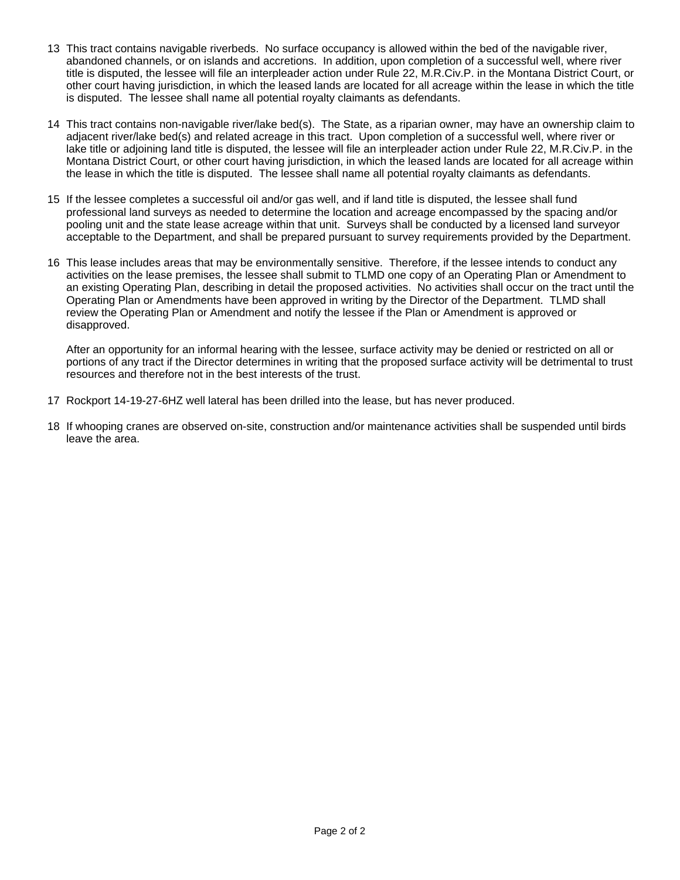13 This tract contains navigable riverbeds. No surface occupancy is allowed within the bed of the navigable river, abandoned channels, or on islands and accretions. In addition, upon completion of a successful well, where river title is disputed, the lessee will file an interpleader action under Rule 22, M.R.Civ.P. in the Montana District Court, or other court having jurisdiction, in which the leased lands are located for all acreage within the lease in which the title is disputed. The lessee shall name all potential royalty claimants as defendants.

14 This tract contains non-navigable river/lake bed(s). The State, as a riparian owner, may have an ownership claim to adjacent river/lake bed(s) and related acreage in this tract. Upon completion of a successful well, where river or lake title or adjoining land title is disputed, the lessee will file an interpleader action under Rule 22, M.R.Civ.P. in the Montana District Court, or other court having jurisdiction, in which the leased lands are located for all acreage within the lease in which the title is disputed. The lessee shall name all potential royalty claimants as defendants.

15 If the lessee completes a successful oil and/or gas well, and if land title is disputed, the lessee shall fund professional land surveys as needed to determine the location and acreage encompassed by the spacing and/or pooling unit and the state lease acreage within that unit. Surveys shall be conducted by a licensed land surveyor acceptable to the Department, and shall be prepared pursuant to survey requirements provided by the Department.

16 This lease includes areas that may be environmentally sensitive. Therefore, if the lessee intends to conduct any activities on the lease premises, the lessee shall submit to TLMD one copy of an Operating Plan or Amendment to an existing Operating Plan, describing in detail the proposed activities. No activities shall occur on the tract until the Operating Plan or Amendments have been approved in writing by the Director of the Department. TLMD shall review the Operating Plan or Amendment and notify the lessee if the Plan or Amendment is approved or disapproved.

After an opportunity for an informal hearing with the lessee, surface activity may be denied or restricted on all or portions of any tract if the Director determines in writing that the proposed surface activity will be detrimental to trust resources and therefore not in the best interests of the trust.

17 Rockport 14-19-27-6HZ well lateral has been drilled into the lease, but has never produced.

18 If whooping cranes are observed on-site, construction and/or maintenance activities shall be suspended until birds leave the area.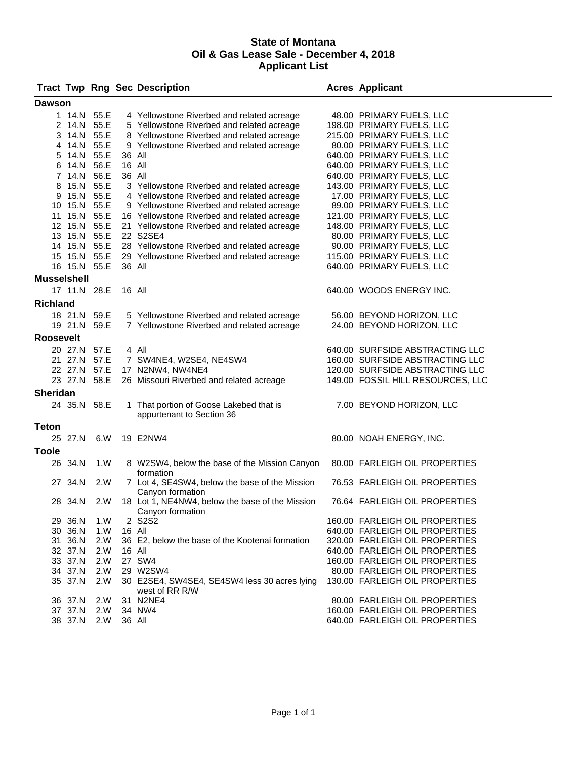# State of Montana
# Oil & Gas Lease Sale - December 4, 2018
# Applicant List

| Tract | Twp | Rng | Sec | Description | Acres | Applicant |
|---|---|---|---|---|---|---|
| **Dawson** | | | | | | |
| 1 | 14.N | 55.E | 4 | Yellowstone Riverbed and related acreage | 48.00 | PRIMARY FUELS, LLC |
| 2 | 14.N | 55.E | 5 | Yellowstone Riverbed and related acreage | 198.00 | PRIMARY FUELS, LLC |
| 3 | 14.N | 55.E | 8 | Yellowstone Riverbed and related acreage | 215.00 | PRIMARY FUELS, LLC |
| 4 | 14.N | 55.E | 9 | Yellowstone Riverbed and related acreage | 80.00 | PRIMARY FUELS, LLC |
| 5 | 14.N | 55.E | 36 | All | 640.00 | PRIMARY FUELS, LLC |
| 6 | 14.N | 56.E | 16 | All | 640.00 | PRIMARY FUELS, LLC |
| 7 | 14.N | 56.E | 36 | All | 640.00 | PRIMARY FUELS, LLC |
| 8 | 15.N | 55.E | 3 | Yellowstone Riverbed and related acreage | 143.00 | PRIMARY FUELS, LLC |
| 9 | 15.N | 55.E | 4 | Yellowstone Riverbed and related acreage | 17.00 | PRIMARY FUELS, LLC |
| 10 | 15.N | 55.E | 9 | Yellowstone Riverbed and related acreage | 89.00 | PRIMARY FUELS, LLC |
| 11 | 15.N | 55.E | 16 | Yellowstone Riverbed and related acreage | 121.00 | PRIMARY FUELS, LLC |
| 12 | 15.N | 55.E | 21 | Yellowstone Riverbed and related acreage | 148.00 | PRIMARY FUELS, LLC |
| 13 | 15.N | 55.E | 22 | S2SE4 | 80.00 | PRIMARY FUELS, LLC |
| 14 | 15.N | 55.E | 28 | Yellowstone Riverbed and related acreage | 90.00 | PRIMARY FUELS, LLC |
| 15 | 15.N | 55.E | 29 | Yellowstone Riverbed and related acreage | 115.00 | PRIMARY FUELS, LLC |
| 16 | 15.N | 55.E | 36 | All | 640.00 | PRIMARY FUELS, LLC |
| **Musselshell** | | | | | | |
| 17 | 11.N | 28.E | 16 | All | 640.00 | WOODS ENERGY INC. |
| **Richland** | | | | | | |
| 18 | 21.N | 59.E | 5 | Yellowstone Riverbed and related acreage | 56.00 | BEYOND HORIZON, LLC |
| 19 | 21.N | 59.E | 7 | Yellowstone Riverbed and related acreage | 24.00 | BEYOND HORIZON, LLC |
| **Roosevelt** | | | | | | |
| 20 | 27.N | 57.E | 4 | All | 640.00 | SURFSIDE ABSTRACTING LLC |
| 21 | 27.N | 57.E | 7 | SW4NE4, W2SE4, NE4SW4 | 160.00 | SURFSIDE ABSTRACTING LLC |
| 22 | 27.N | 57.E | 17 | N2NW4, NW4NE4 | 120.00 | SURFSIDE ABSTRACTING LLC |
| 23 | 27.N | 58.E | 26 | Missouri Riverbed and related acreage | 149.00 | FOSSIL HILL RESOURCES, LLC |
| **Sheridan** | | | | | | |
| 24 | 35.N | 58.E | 1 | That portion of Goose Lakebed that is appurtenant to Section 36 | 7.00 | BEYOND HORIZON, LLC |
| **Teton** | | | | | | |
| 25 | 27.N | 6.W | 19 | E2NW4 | 80.00 | NOAH ENERGY, INC. |
| **Toole** | | | | | | |
| 26 | 34.N | 1.W | 8 | W2SW4, below the base of the Mission Canyon formation | 80.00 | FARLEIGH OIL PROPERTIES |
| 27 | 34.N | 2.W | 7 | Lot 4, SE4SW4, below the base of the Mission Canyon formation | 76.53 | FARLEIGH OIL PROPERTIES |
| 28 | 34.N | 2.W | 18 | Lot 1, NE4NW4, below the base of the Mission Canyon formation | 76.64 | FARLEIGH OIL PROPERTIES |
| 29 | 36.N | 1.W | 2 | S2S2 | 160.00 | FARLEIGH OIL PROPERTIES |
| 30 | 36.N | 1.W | 16 | All | 640.00 | FARLEIGH OIL PROPERTIES |
| 31 | 36.N | 2.W | 36 | E2, below the base of the Kootenai formation | 320.00 | FARLEIGH OIL PROPERTIES |
| 32 | 37.N | 2.W | 16 | All | 640.00 | FARLEIGH OIL PROPERTIES |
| 33 | 37.N | 2.W | 27 | SW4 | 160.00 | FARLEIGH OIL PROPERTIES |
| 34 | 37.N | 2.W | 29 | W2SW4 | 80.00 | FARLEIGH OIL PROPERTIES |
| 35 | 37.N | 2.W | 30 | E2SE4, SW4SE4, SE4SW4 less 30 acres lying west of RR R/W | 130.00 | FARLEIGH OIL PROPERTIES |
| 36 | 37.N | 2.W | 31 | N2NE4 | 80.00 | FARLEIGH OIL PROPERTIES |
| 37 | 37.N | 2.W | 34 | NW4 | 160.00 | FARLEIGH OIL PROPERTIES |
| 38 | 37.N | 2.W | 36 | All | 640.00 | FARLEIGH OIL PROPERTIES |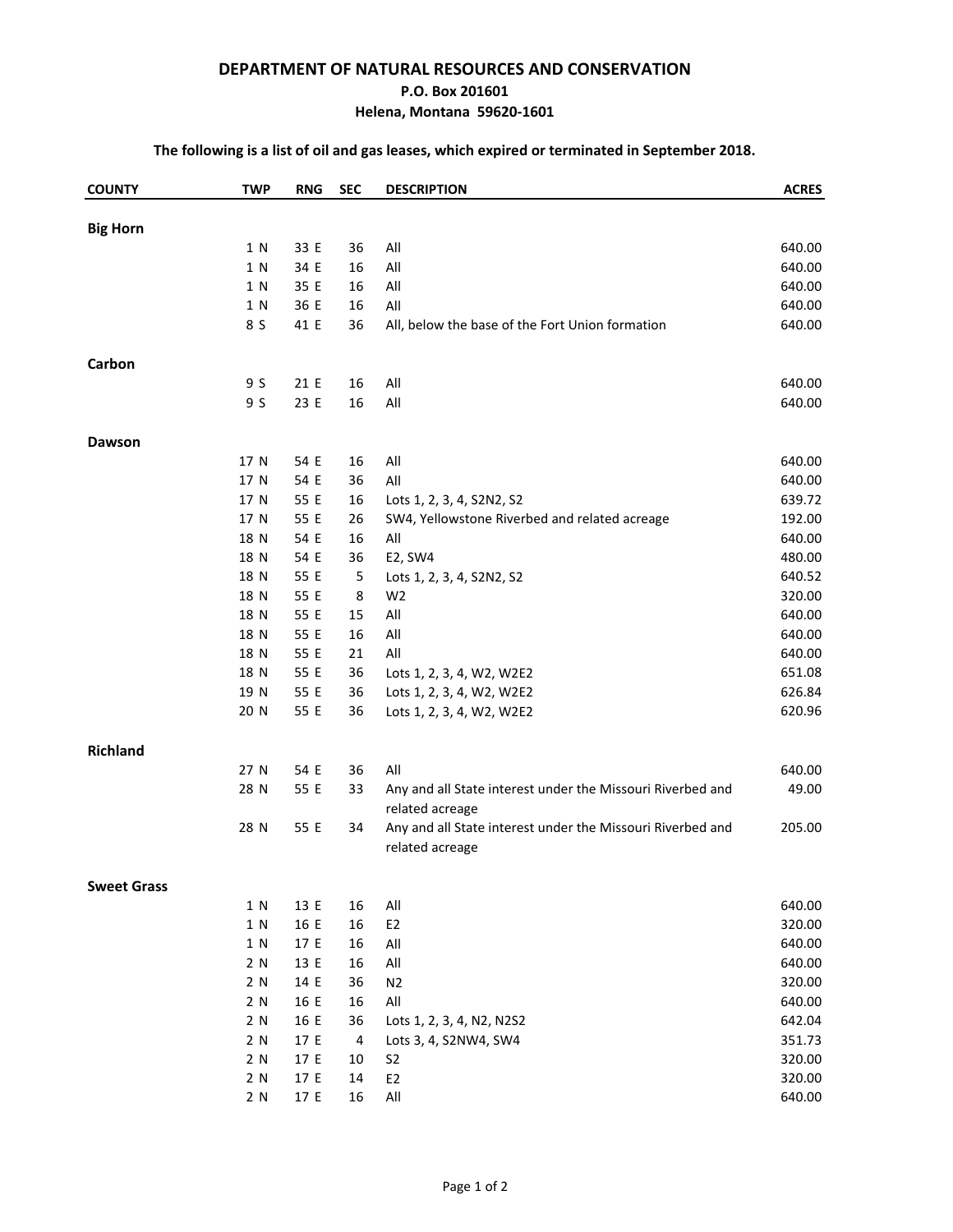**DEPARTMENT OF NATURAL RESOURCES AND CONSERVATION**
**P.O. Box 201601**
**Helena, Montana 59620-1601**

**The following is a list of oil and gas leases, which expired or terminated in September 2018.**

| COUNTY | TWP | RNG | SEC | DESCRIPTION | ACRES |
|---|---|---|---|---|---|
| **Big Horn** | | | | | |
| | 1 N | 33 E | 36 | All | 640.00 |
| | 1 N | 34 E | 16 | All | 640.00 |
| | 1 N | 35 E | 16 | All | 640.00 |
| | 1 N | 36 E | 16 | All | 640.00 |
| | 8 S | 41 E | 36 | All, below the base of the Fort Union formation | 640.00 |
| **Carbon** | | | | | |
| | 9 S | 21 E | 16 | All | 640.00 |
| | 9 S | 23 E | 16 | All | 640.00 |
| **Dawson** | | | | | |
| | 17 N | 54 E | 16 | All | 640.00 |
| | 17 N | 54 E | 36 | All | 640.00 |
| | 17 N | 55 E | 16 | Lots 1, 2, 3, 4, S2N2, S2 | 639.72 |
| | 17 N | 55 E | 26 | SW4, Yellowstone Riverbed and related acreage | 192.00 |
| | 18 N | 54 E | 16 | All | 640.00 |
| | 18 N | 54 E | 36 | E2, SW4 | 480.00 |
| | 18 N | 55 E | 5 | Lots 1, 2, 3, 4, S2N2, S2 | 640.52 |
| | 18 N | 55 E | 8 | W2 | 320.00 |
| | 18 N | 55 E | 15 | All | 640.00 |
| | 18 N | 55 E | 16 | All | 640.00 |
| | 18 N | 55 E | 21 | All | 640.00 |
| | 18 N | 55 E | 36 | Lots 1, 2, 3, 4, W2, W2E2 | 651.08 |
| | 19 N | 55 E | 36 | Lots 1, 2, 3, 4, W2, W2E2 | 626.84 |
| | 20 N | 55 E | 36 | Lots 1, 2, 3, 4, W2, W2E2 | 620.96 |
| **Richland** | | | | | |
| | 27 N | 54 E | 36 | All | 640.00 |
| | 28 N | 55 E | 33 | Any and all State interest under the Missouri Riverbed and related acreage | 49.00 |
| | 28 N | 55 E | 34 | Any and all State interest under the Missouri Riverbed and related acreage | 205.00 |
| **Sweet Grass** | | | | | |
| | 1 N | 13 E | 16 | All | 640.00 |
| | 1 N | 16 E | 16 | E2 | 320.00 |
| | 1 N | 17 E | 16 | All | 640.00 |
| | 2 N | 13 E | 16 | All | 640.00 |
| | 2 N | 14 E | 36 | N2 | 320.00 |
| | 2 N | 16 E | 16 | All | 640.00 |
| | 2 N | 16 E | 36 | Lots 1, 2, 3, 4, N2, N2S2 | 642.04 |
| | 2 N | 17 E | 4 | Lots 3, 4, S2NW4, SW4 | 351.73 |
| | 2 N | 17 E | 10 | S2 | 320.00 |
| | 2 N | 17 E | 14 | E2 | 320.00 |
| | 2 N | 17 E | 16 | All | 640.00 |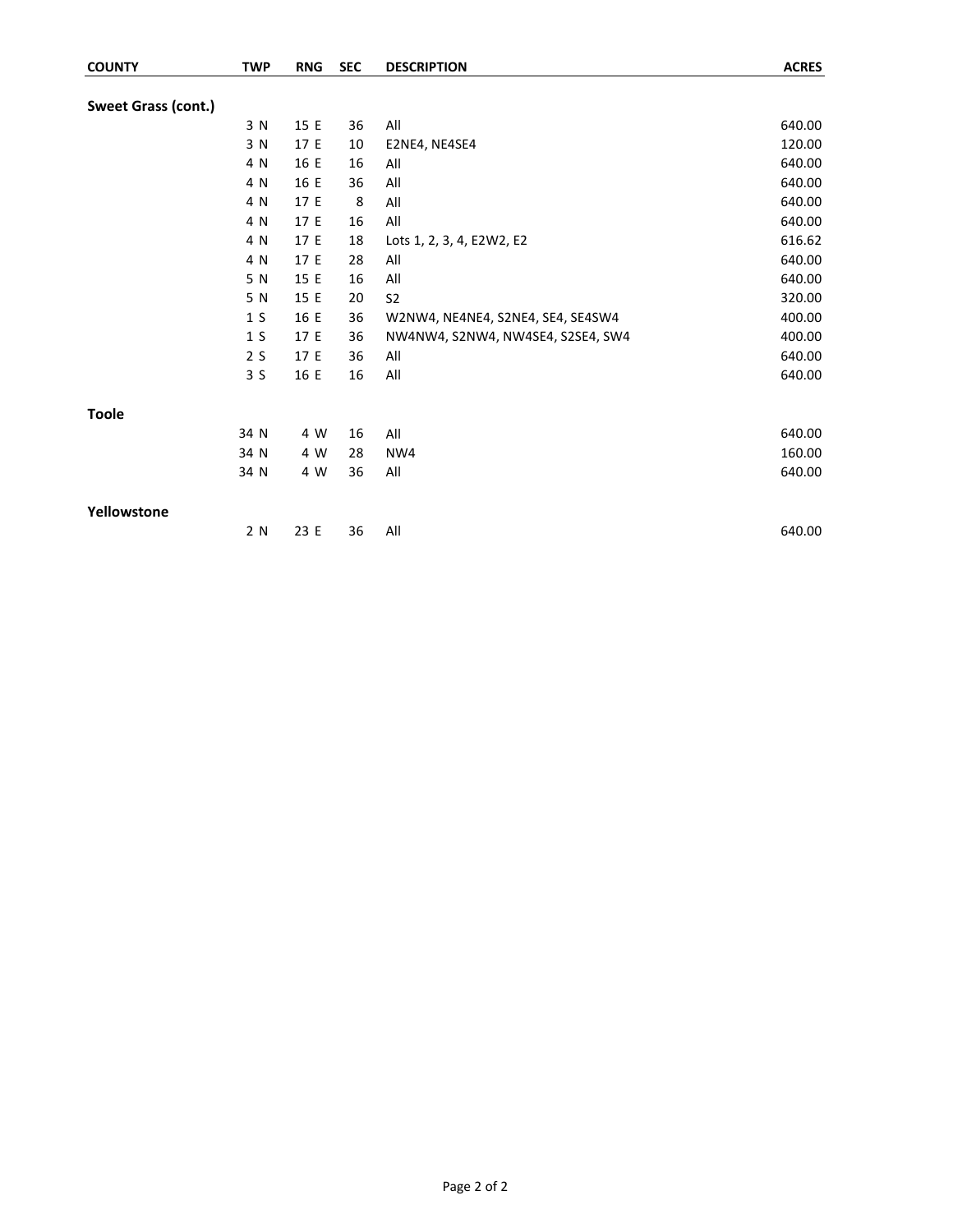| COUNTY | TWP | RNG | SEC | DESCRIPTION | ACRES |
|---|---|---|---|---|---|
| **Sweet Grass (cont.)** | | | | | |
| | 3 N | 15 E | 36 | All | 640.00 |
| | 3 N | 17 E | 10 | E2NE4, NE4SE4 | 120.00 |
| | 4 N | 16 E | 16 | All | 640.00 |
| | 4 N | 16 E | 36 | All | 640.00 |
| | 4 N | 17 E | 8 | All | 640.00 |
| | 4 N | 17 E | 16 | All | 640.00 |
| | 4 N | 17 E | 18 | Lots 1, 2, 3, 4, E2W2, E2 | 616.62 |
| | 4 N | 17 E | 28 | All | 640.00 |
| | 5 N | 15 E | 16 | All | 640.00 |
| | 5 N | 15 E | 20 | S2 | 320.00 |
| | 1 S | 16 E | 36 | W2NW4, NE4NE4, S2NE4, SE4, SE4SW4 | 400.00 |
| | 1 S | 17 E | 36 | NW4NW4, S2NW4, NW4SE4, S2SE4, SW4 | 400.00 |
| | 2 S | 17 E | 36 | All | 640.00 |
| | 3 S | 16 E | 16 | All | 640.00 |
| **Toole** | | | | | |
| | 34 N | 4 W | 16 | All | 640.00 |
| | 34 N | 4 W | 28 | NW4 | 160.00 |
| | 34 N | 4 W | 36 | All | 640.00 |
| **Yellowstone** | | | | | |
| | 2 N | 23 E | 36 | All | 640.00 |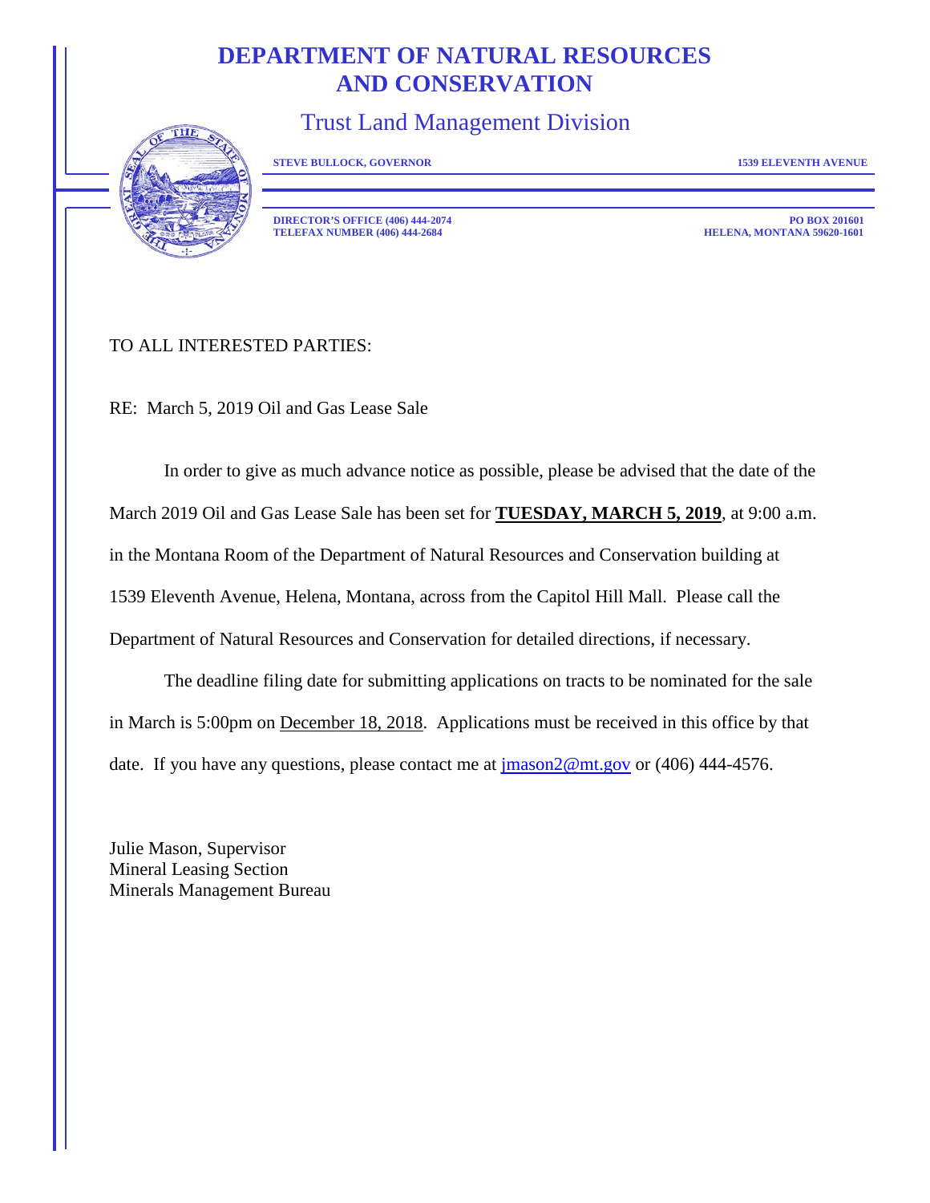# DEPARTMENT OF NATURAL RESOURCES AND CONSERVATION

## Trust Land Management Division

**STEVE BULLOCK, GOVERNOR** **1539 ELEVENTH AVENUE**

**DIRECTOR'S OFFICE (406) 444-2074**
**TELEFAX NUMBER (406) 444-2684**

**PO BOX 201601**
**HELENA, MONTANA 59620-1601**

TO ALL INTERESTED PARTIES:

RE: March 5, 2019 Oil and Gas Lease Sale

In order to give as much advance notice as possible, please be advised that the date of the March 2019 Oil and Gas Lease Sale has been set for **TUESDAY, MARCH 5, 2019**, at 9:00 a.m. in the Montana Room of the Department of Natural Resources and Conservation building at 1539 Eleventh Avenue, Helena, Montana, across from the Capitol Hill Mall. Please call the Department of Natural Resources and Conservation for detailed directions, if necessary.

The deadline filing date for submitting applications on tracts to be nominated for the sale in March is 5:00pm on December 18, 2018. Applications must be received in this office by that date. If you have any questions, please contact me at jmason2@mt.gov or (406) 444-4576.

Julie Mason, Supervisor
Mineral Leasing Section
Minerals Management Bureau